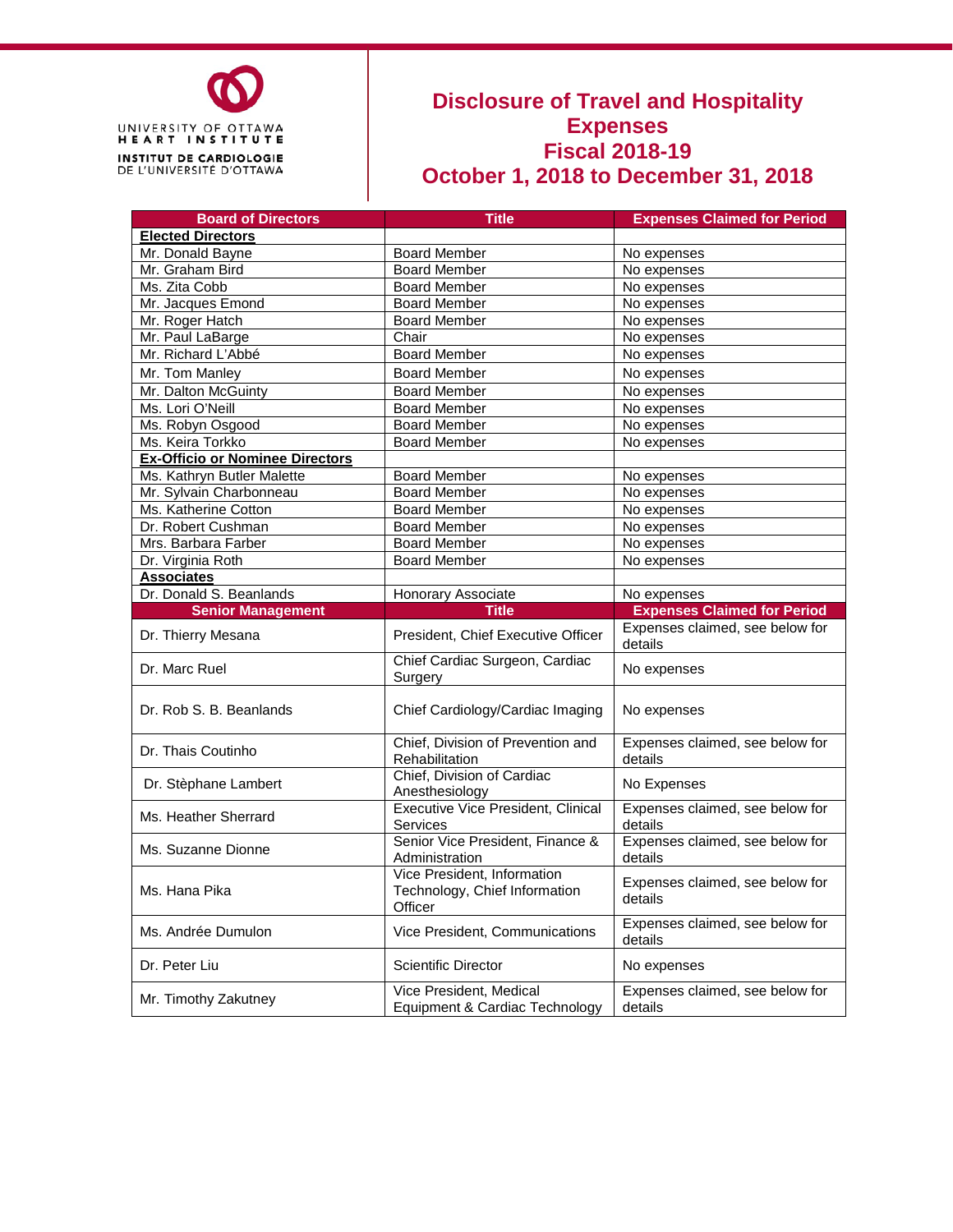UNIVERSITY OF OTTAWA
HEART INSTITUTE
INSTITUT DE CARDIOLOGIE
DE L'UNIVERSITÉ D'OTTAWA

# Disclosure of Travel and Hospitality Expenses
# Fiscal 2018-19
# October 1, 2018 to December 31, 2018

| Board of Directors | Title | Expenses Claimed for Period |
|---|---|---|
| **Elected Directors** | | |
| Mr. Donald Bayne | Board Member | No expenses |
| Mr. Graham Bird | Board Member | No expenses |
| Ms. Zita Cobb | Board Member | No expenses |
| Mr. Jacques Emond | Board Member | No expenses |
| Mr. Roger Hatch | Board Member | No expenses |
| Mr. Paul LaBarge | Chair | No expenses |
| Mr. Richard L'Abbé | Board Member | No expenses |
| Mr. Tom Manley | Board Member | No expenses |
| Mr. Dalton McGuinty | Board Member | No expenses |
| Ms. Lori O'Neill | Board Member | No expenses |
| Ms. Robyn Osgood | Board Member | No expenses |
| Ms. Keira Torkko | Board Member | No expenses |
| **Ex-Officio or Nominee Directors** | | |
| Ms. Kathryn Butler Malette | Board Member | No expenses |
| Mr. Sylvain Charbonneau | Board Member | No expenses |
| Ms. Katherine Cotton | Board Member | No expenses |
| Dr. Robert Cushman | Board Member | No expenses |
| Mrs. Barbara Farber | Board Member | No expenses |
| Dr. Virginia Roth | Board Member | No expenses |
| **Associates** | | |
| Dr. Donald S. Beanlands | Honorary Associate | No expenses |
| **Senior Management** | **Title** | **Expenses Claimed for Period** |
| Dr. Thierry Mesana | President, Chief Executive Officer | Expenses claimed, see below for details |
| Dr. Marc Ruel | Chief Cardiac Surgeon, Cardiac Surgery | No expenses |
| Dr. Rob S. B. Beanlands | Chief Cardiology/Cardiac Imaging | No expenses |
| Dr. Thais Coutinho | Chief, Division of Prevention and Rehabilitation | Expenses claimed, see below for details |
| Dr. Stèphane Lambert | Chief, Division of Cardiac Anesthesiology | No Expenses |
| Ms. Heather Sherrard | Executive Vice President, Clinical Services | Expenses claimed, see below for details |
| Ms. Suzanne Dionne | Senior Vice President, Finance & Administration | Expenses claimed, see below for details |
| Ms. Hana Pika | Vice President, Information Technology, Chief Information Officer | Expenses claimed, see below for details |
| Ms. Andrée Dumulon | Vice President, Communications | Expenses claimed, see below for details |
| Dr. Peter Liu | Scientific Director | No expenses |
| Mr. Timothy Zakutney | Vice President, Medical Equipment & Cardiac Technology | Expenses claimed, see below for details |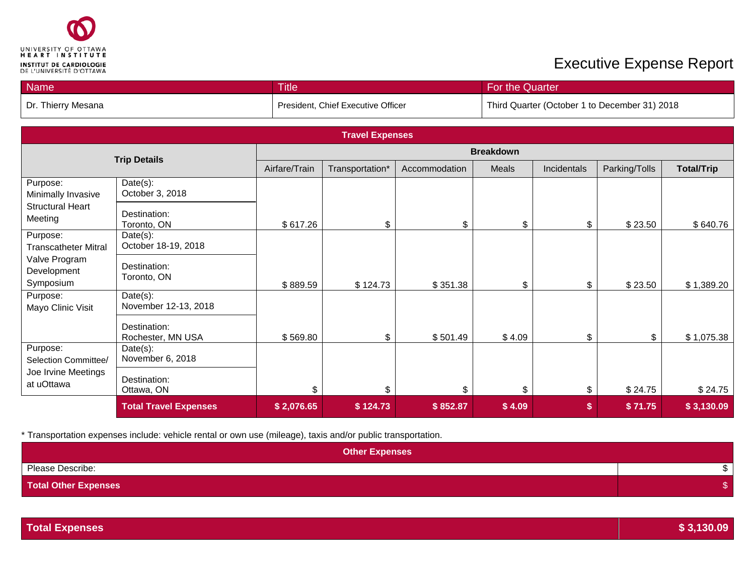UNIVERSITY OF OTTAWA HEART INSTITUTE
INSTITUT DE CARDIOLOGIE DE L'UNIVERSITÉ D'OTTAWA

# Executive Expense Report

| Name | Title | For the Quarter |
|---|---|---|
| Dr. Thierry Mesana | President, Chief Executive Officer | Third Quarter (October 1 to December 31) 2018 |

| Travel Expenses | | | | | | | | |
|---|---|---|---|---|---|---|---|---|
| Trip Details | | Breakdown | | | | | | |
| | | Airfare/Train | Transportation* | Accommodation | Meals | Incidentals | Parking/Tolls | Total/Trip |
| Purpose: Minimally Invasive Structural Heart Meeting | Date(s): October 3, 2018<br>Destination: Toronto, ON | $ 617.26 | $ | $ | $ | $ | $ 23.50 | $ 640.76 |
| Purpose: Transcatheter Mitral Valve Program Development Symposium | Date(s): October 18-19, 2018<br>Destination: Toronto, ON | $ 889.59 | $ 124.73 | $ 351.38 | $ | $ | $ 23.50 | $ 1,389.20 |
| Purpose: Mayo Clinic Visit | Date(s): November 12-13, 2018<br>Destination: Rochester, MN USA | $ 569.80 | $ | $ 501.49 | $ 4.09 | $ | $ | $ 1,075.38 |
| Purpose: Selection Committee/ Joe Irvine Meetings at uOttawa | Date(s): November 6, 2018<br>Destination: Ottawa, ON | $ | $ | $ | $ | $ | $ 24.75 | $ 24.75 |
| | **Total Travel Expenses** | **$ 2,076.65** | **$ 124.73** | **$ 852.87** | **$ 4.09** | **$** | **$ 71.75** | **$ 3,130.09** |

* Transportation expenses include: vehicle rental or own use (mileage), taxis and/or public transportation.

| Other Expenses | |
|---|---|
| Please Describe: | $ |
| **Total Other Expenses** | $ |

| **Total Expenses** | **$ 3,130.09** |
|---|---|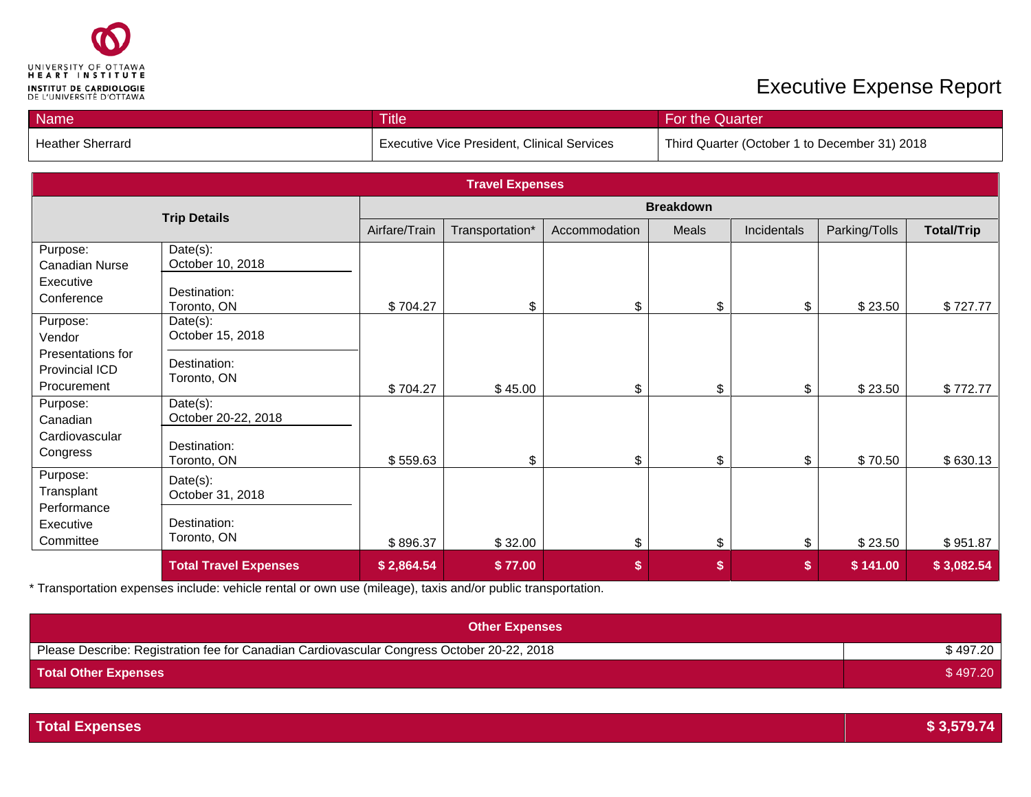UNIVERSITY OF OTTAWA HEART INSTITUTE
INSTITUT DE CARDIOLOGIE DE L'UNIVERSITÉ D'OTTAWA

# Executive Expense Report

| Name | Title | For the Quarter |
| --- | --- | --- |
| Heather Sherrard | Executive Vice President, Clinical Services | Third Quarter (October 1 to December 31) 2018 |

**Travel Expenses**

| Trip Details | | Breakdown | | | | | | |
| --- | --- | --- | --- | --- | --- | --- | --- | --- |
| | | Airfare/Train | Transportation* | Accommodation | Meals | Incidentals | Parking/Tolls | **Total/Trip** |
| Purpose: Canadian Nurse Executive Conference | Date(s): October 10, 2018<br>Destination: Toronto, ON | $ 704.27 | $ | $ | $ | $ | $ 23.50 | $ 727.77 |
| Purpose: Vendor Presentations for Provincial ICD Procurement | Date(s): October 15, 2018<br>Destination: Toronto, ON | $ 704.27 | $ 45.00 | $ | $ | $ | $ 23.50 | $ 772.77 |
| Purpose: Canadian Cardiovascular Congress | Date(s): October 20-22, 2018<br>Destination: Toronto, ON | $ 559.63 | $ | $ | $ | $ | $ 70.50 | $ 630.13 |
| Purpose: Transplant Performance Executive Committee | Date(s): October 31, 2018<br>Destination: Toronto, ON | $ 896.37 | $ 32.00 | $ | $ | $ | $ 23.50 | $ 951.87 |
| | **Total Travel Expenses** | **$ 2,864.54** | **$ 77.00** | **$** | **$** | **$** | **$ 141.00** | **$ 3,082.54** |

* Transportation expenses include: vehicle rental or own use (mileage), taxis and/or public transportation.

| **Other Expenses** | |
| --- | --- |
| Please Describe: Registration fee for Canadian Cardiovascular Congress October 20-22, 2018 | $ 497.20 |
| **Total Other Expenses** | $ 497.20 |

| **Total Expenses** | **$ 3,579.74** |
| --- | --- |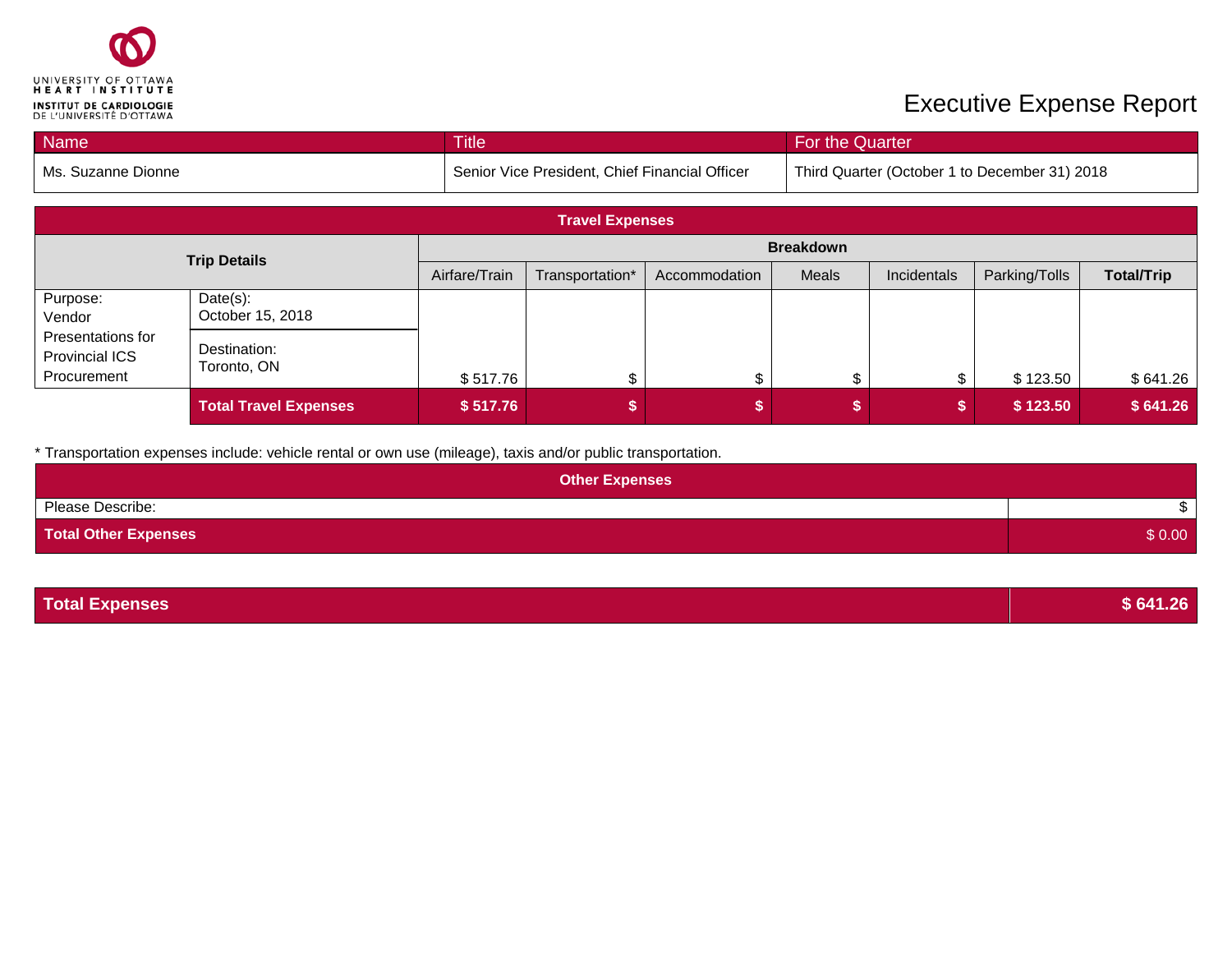UNIVERSITY OF OTTAWA HEART INSTITUTE
INSTITUT DE CARDIOLOGIE DE L'UNIVERSITÉ D'OTTAWA

# Executive Expense Report

| Name | Title | For the Quarter |
| --- | --- | --- |
| Ms. Suzanne Dionne | Senior Vice President, Chief Financial Officer | Third Quarter (October 1 to December 31) 2018 |

**Travel Expenses**

| **Trip Details** | | **Breakdown** | | | | | | |
| --- | --- | --- | --- | --- | --- | --- | --- | --- |
| | | Airfare/Train | Transportation* | Accommodation | Meals | Incidentals | Parking/Tolls | **Total/Trip** |
| Purpose: Vendor Presentations for Provincial ICS Procurement | Date(s): October 15, 2018<br>Destination: Toronto, ON | $ 517.76 | $ | $ | $ | $ | $ 123.50 | $ 641.26 |
| | **Total Travel Expenses** | **$ 517.76** | **$** | **$** | **$** | **$** | **$ 123.50** | **$ 641.26** |

* Transportation expenses include: vehicle rental or own use (mileage), taxis and/or public transportation.

**Other Expenses**

| Please Describe: | $ |
| --- | --- |
| **Total Other Expenses** | $ 0.00 |

| **Total Expenses** | **$ 641.26** |
| --- | --- |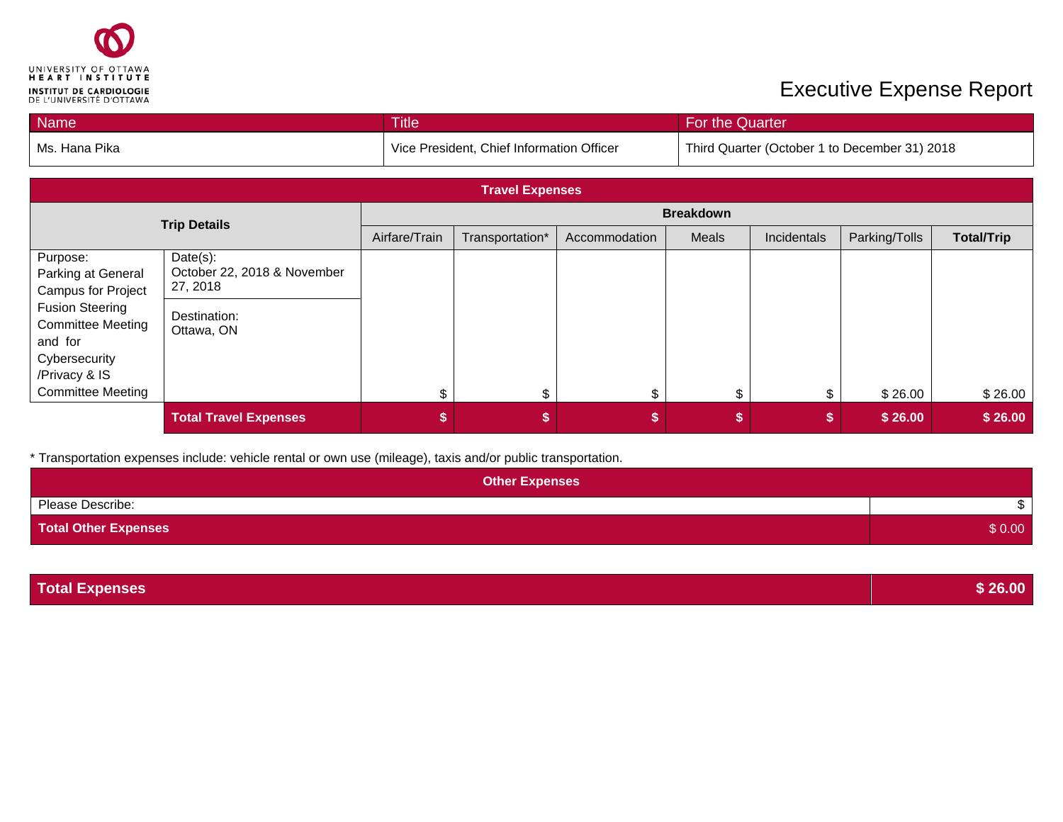UNIVERSITY OF OTTAWA HEART INSTITUTE
INSTITUT DE CARDIOLOGIE DE L'UNIVERSITÉ D'OTTAWA

# Executive Expense Report

| Name | Title | For the Quarter |
|---|---|---|
| Ms. Hana Pika | Vice President, Chief Information Officer | Third Quarter (October 1 to December 31) 2018 |

| Travel Expenses | | | | | | | | |
|---|---|---|---|---|---|---|---|---|
| **Trip Details** | | **Breakdown** | | | | | | |
| | | Airfare/Train | Transportation* | Accommodation | Meals | Incidentals | Parking/Tolls | **Total/Trip** |
| Purpose: Parking at General Campus for Project Fusion Steering Committee Meeting and for Cybersecurity /Privacy & IS Committee Meeting | Date(s): October 22, 2018 & November 27, 2018<br>Destination: Ottawa, ON | $ | $ | $ | $ | $ | $ 26.00 | $ 26.00 |
| | **Total Travel Expenses** | **$** | **$** | **$** | **$** | **$** | **$ 26.00** | **$ 26.00** |

\* Transportation expenses include: vehicle rental or own use (mileage), taxis and/or public transportation.

| Other Expenses | |
|---|---|
| Please Describe: | $ |
| **Total Other Expenses** | $ 0.00 |

| **Total Expenses** | **$ 26.00** |
|---|---|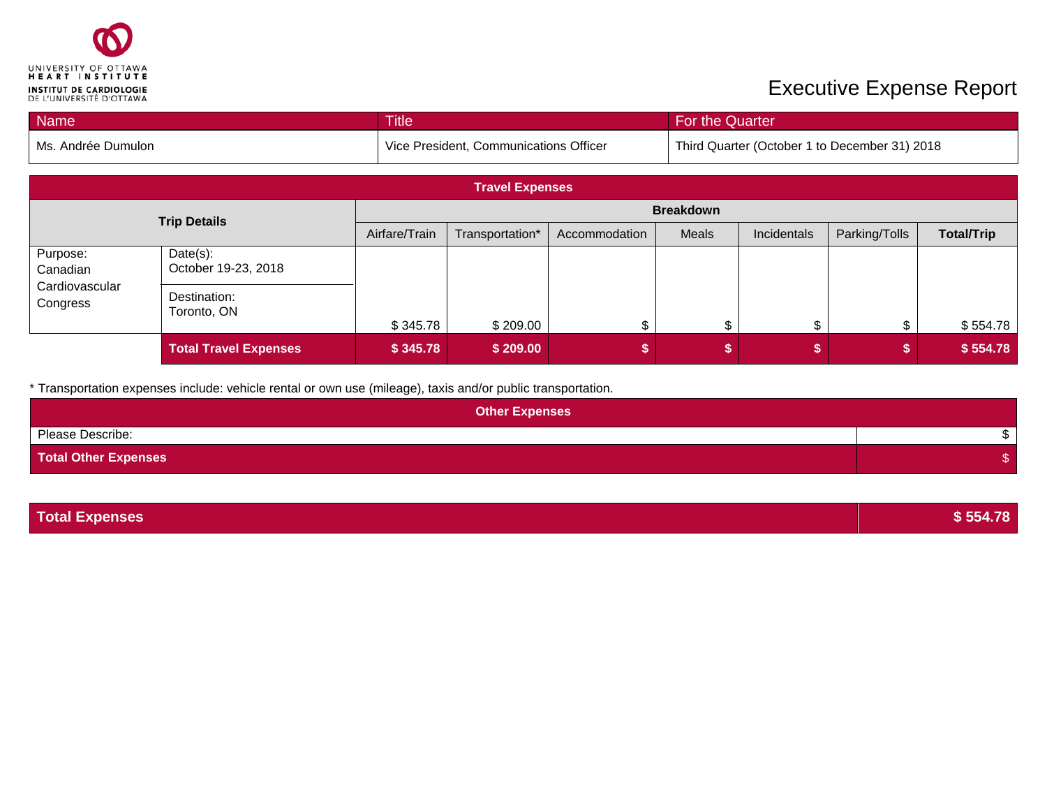UNIVERSITY OF OTTAWA HEART INSTITUTE
INSTITUT DE CARDIOLOGIE DE L'UNIVERSITÉ D'OTTAWA

# Executive Expense Report

| Name | Title | For the Quarter |
|---|---|---|
| Ms. Andrée Dumulon | Vice President, Communications Officer | Third Quarter (October 1 to December 31) 2018 |

**Travel Expenses**

| **Trip Details** | | **Breakdown** | | | | | | |
|---|---|---|---|---|---|---|---|---|
| | | Airfare/Train | Transportation* | Accommodation | Meals | Incidentals | Parking/Tolls | **Total/Trip** |
| Purpose: Canadian Cardiovascular Congress | Date(s): October 19-23, 2018<br>Destination: Toronto, ON | $ 345.78 | $ 209.00 | $ | $ | $ | $ | $ 554.78 |
| | **Total Travel Expenses** | **$ 345.78** | **$ 209.00** | **$** | **$** | **$** | **$** | **$ 554.78** |

* Transportation expenses include: vehicle rental or own use (mileage), taxis and/or public transportation.

**Other Expenses**

| | |
|---|---|
| Please Describe: | $ |
| **Total Other Expenses** | $ |

| | |
|---|---|
| **Total Expenses** | **$ 554.78** |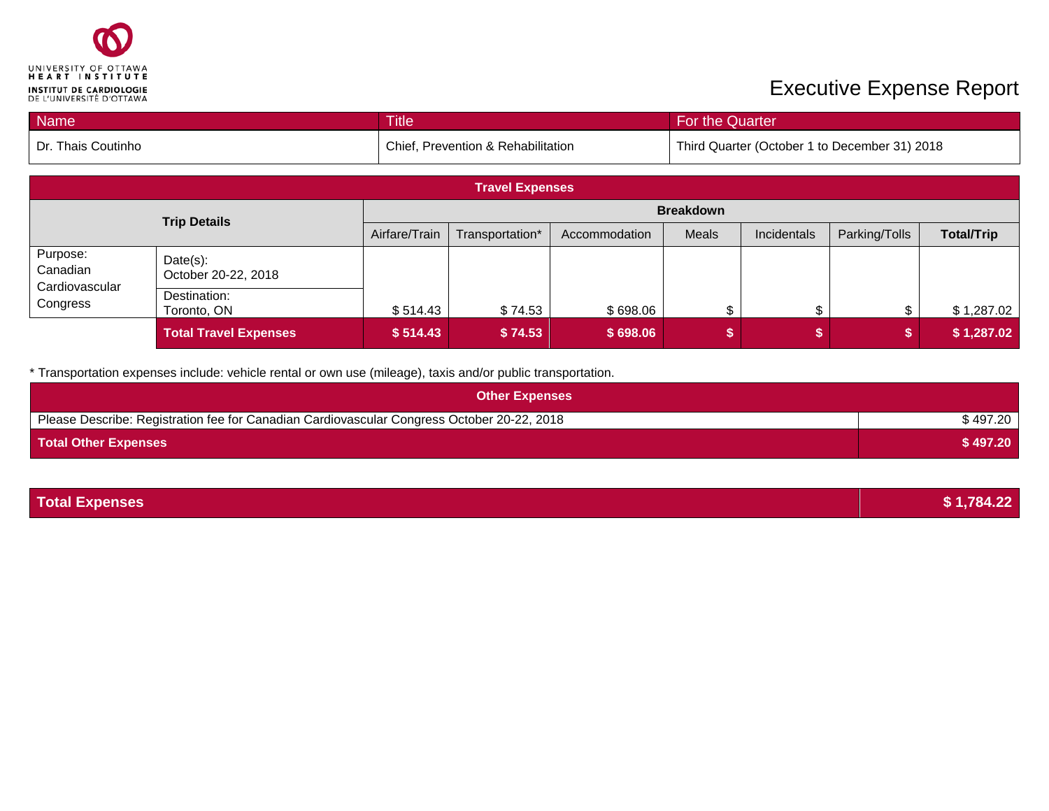UNIVERSITY OF OTTAWA HEART INSTITUTE
INSTITUT DE CARDIOLOGIE DE L'UNIVERSITÉ D'OTTAWA

# Executive Expense Report

| Name | Title | For the Quarter |
|---|---|---|
| Dr. Thais Coutinho | Chief, Prevention & Rehabilitation | Third Quarter (October 1 to December 31) 2018 |

| Travel Expenses | | | | | | | | |
|---|---|---|---|---|---|---|---|---|
| **Trip Details** | | **Breakdown** | | | | | | |
| | | Airfare/Train | Transportation* | Accommodation | Meals | Incidentals | Parking/Tolls | **Total/Trip** |
| Purpose: Canadian Cardiovascular Congress | Date(s): October 20-22, 2018<br>Destination: Toronto, ON | $ 514.43 | $ 74.53 | $ 698.06 | $ | $ | $ | $ 1,287.02 |
| | **Total Travel Expenses** | **$ 514.43** | **$ 74.53** | **$ 698.06** | **$** | **$** | **$** | **$ 1,287.02** |

* Transportation expenses include: vehicle rental or own use (mileage), taxis and/or public transportation.

| Other Expenses | |
|---|---|
| Please Describe: Registration fee for Canadian Cardiovascular Congress October 20-22, 2018 | $ 497.20 |
| **Total Other Expenses** | **$ 497.20** |

| **Total Expenses** | **$ 1,784.22** |
|---|---|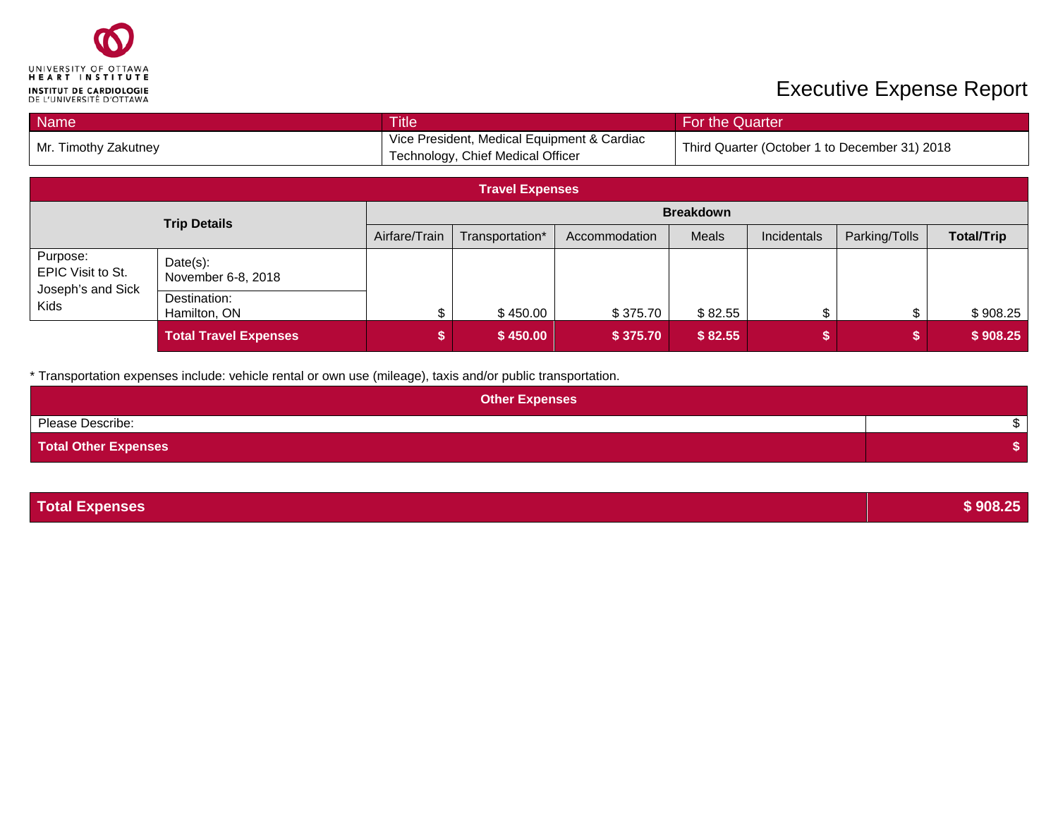UNIVERSITY OF OTTAWA HEART INSTITUTE
INSTITUT DE CARDIOLOGIE DE L'UNIVERSITÉ D'OTTAWA

# Executive Expense Report

| Name | Title | For the Quarter |
| --- | --- | --- |
| Mr. Timothy Zakutney | Vice President, Medical Equipment & Cardiac Technology, Chief Medical Officer | Third Quarter (October 1 to December 31) 2018 |

**Travel Expenses**

| **Trip Details** | | **Breakdown** | | | | | | |
| --- | --- | --- | --- | --- | --- | --- | --- | --- |
| | | Airfare/Train | Transportation* | Accommodation | Meals | Incidentals | Parking/Tolls | **Total/Trip** |
| Purpose: EPIC Visit to St. Joseph's and Sick Kids | Date(s): November 6-8, 2018<br>Destination: Hamilton, ON | $ | $ 450.00 | $ 375.70 | $ 82.55 | $ | $ | $ 908.25 |
| | **Total Travel Expenses** | **$** | **$ 450.00** | **$ 375.70** | **$ 82.55** | **$** | **$** | **$ 908.25** |

* Transportation expenses include: vehicle rental or own use (mileage), taxis and/or public transportation.

**Other Expenses**

| | |
| --- | --- |
| Please Describe: | $ |
| **Total Other Expenses** | **$** |

| | |
| --- | --- |
| **Total Expenses** | **$ 908.25** |